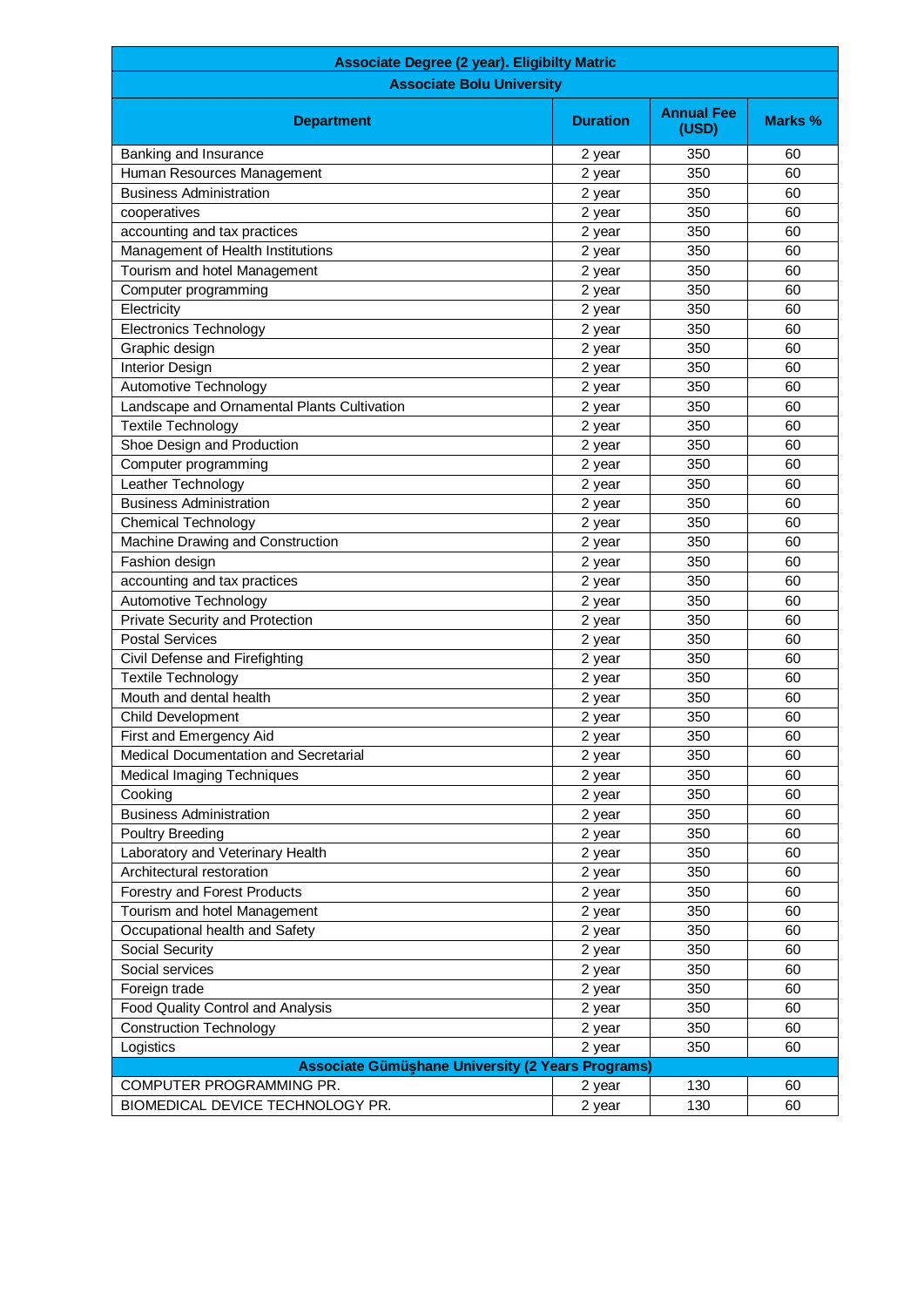| Associate Degree (2 year). Eligibilty Matric | | | |
|---|---|---|---|
| **Associate Bolu University** | | | |
| **Department** | **Duration** | **Annual Fee (USD)** | **Marks %** |
| Banking and Insurance | 2 year | 350 | 60 |
| Human Resources Management | 2 year | 350 | 60 |
| Business Administration | 2 year | 350 | 60 |
| cooperatives | 2 year | 350 | 60 |
| accounting and tax practices | 2 year | 350 | 60 |
| Management of Health Institutions | 2 year | 350 | 60 |
| Tourism and hotel Management | 2 year | 350 | 60 |
| Computer programming | 2 year | 350 | 60 |
| Electricity | 2 year | 350 | 60 |
| Electronics Technology | 2 year | 350 | 60 |
| Graphic design | 2 year | 350 | 60 |
| Interior Design | 2 year | 350 | 60 |
| Automotive Technology | 2 year | 350 | 60 |
| Landscape and Ornamental Plants Cultivation | 2 year | 350 | 60 |
| Textile Technology | 2 year | 350 | 60 |
| Shoe Design and Production | 2 year | 350 | 60 |
| Computer programming | 2 year | 350 | 60 |
| Leather Technology | 2 year | 350 | 60 |
| Business Administration | 2 year | 350 | 60 |
| Chemical Technology | 2 year | 350 | 60 |
| Machine Drawing and Construction | 2 year | 350 | 60 |
| Fashion design | 2 year | 350 | 60 |
| accounting and tax practices | 2 year | 350 | 60 |
| Automotive Technology | 2 year | 350 | 60 |
| Private Security and Protection | 2 year | 350 | 60 |
| Postal Services | 2 year | 350 | 60 |
| Civil Defense and Firefighting | 2 year | 350 | 60 |
| Textile Technology | 2 year | 350 | 60 |
| Mouth and dental health | 2 year | 350 | 60 |
| Child Development | 2 year | 350 | 60 |
| First and Emergency Aid | 2 year | 350 | 60 |
| Medical Documentation and Secretarial | 2 year | 350 | 60 |
| Medical Imaging Techniques | 2 year | 350 | 60 |
| Cooking | 2 year | 350 | 60 |
| Business Administration | 2 year | 350 | 60 |
| Poultry Breeding | 2 year | 350 | 60 |
| Laboratory and Veterinary Health | 2 year | 350 | 60 |
| Architectural restoration | 2 year | 350 | 60 |
| Forestry and Forest Products | 2 year | 350 | 60 |
| Tourism and hotel Management | 2 year | 350 | 60 |
| Occupational health and Safety | 2 year | 350 | 60 |
| Social Security | 2 year | 350 | 60 |
| Social services | 2 year | 350 | 60 |
| Foreign trade | 2 year | 350 | 60 |
| Food Quality Control and Analysis | 2 year | 350 | 60 |
| Construction Technology | 2 year | 350 | 60 |
| Logistics | 2 year | 350 | 60 |
| **Associate Gümüşhane University (2 Years Programs)** | | | |
| COMPUTER PROGRAMMING PR. | 2 year | 130 | 60 |
| BIOMEDICAL DEVICE TECHNOLOGY PR. | 2 year | 130 | 60 |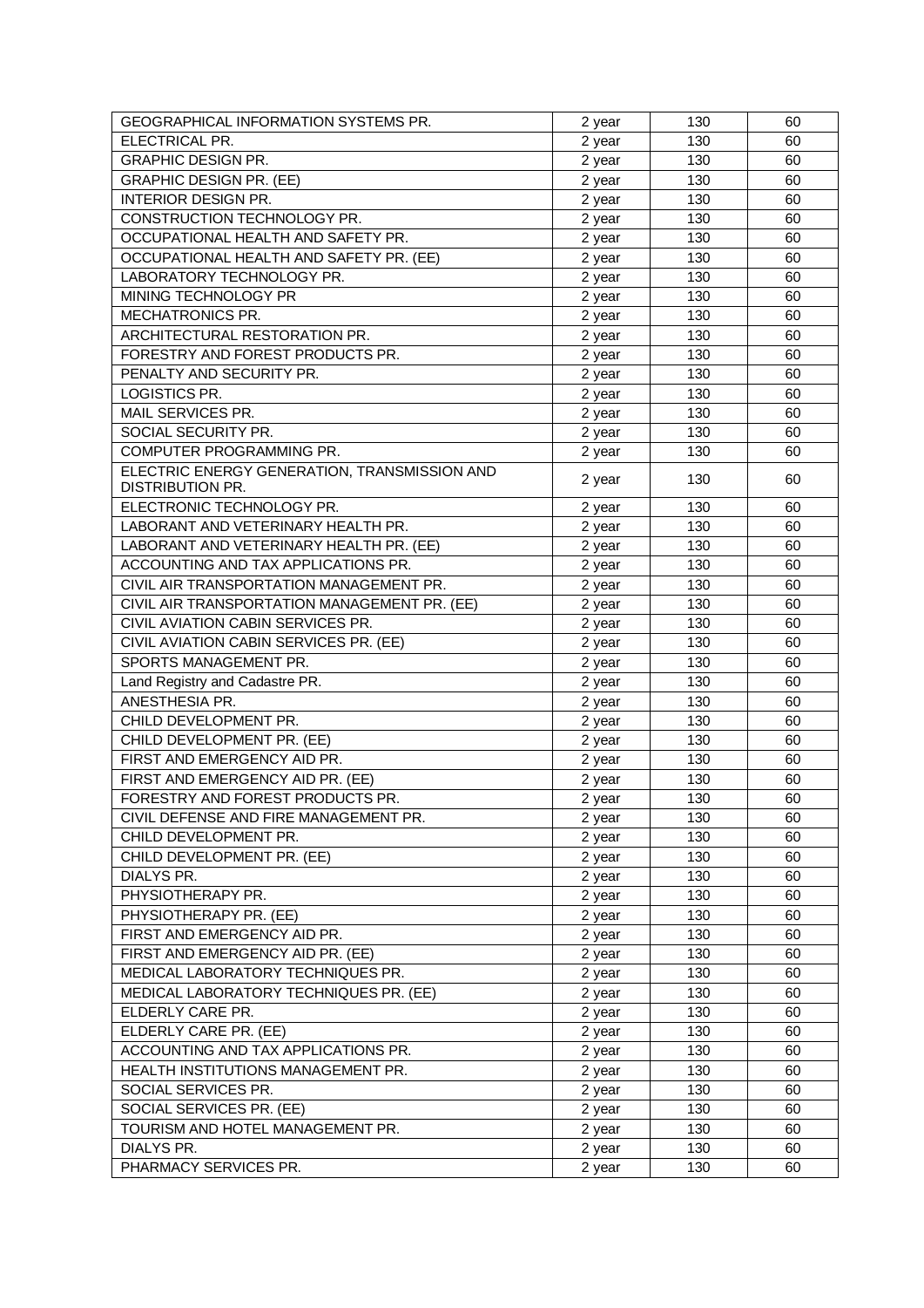| | | | |
|---|---|---|---|
| GEOGRAPHICAL INFORMATION SYSTEMS PR. | 2 year | 130 | 60 |
| ELECTRICAL PR. | 2 year | 130 | 60 |
| GRAPHIC DESIGN PR. | 2 year | 130 | 60 |
| GRAPHIC DESIGN PR. (EE) | 2 year | 130 | 60 |
| INTERIOR DESIGN PR. | 2 year | 130 | 60 |
| CONSTRUCTION TECHNOLOGY PR. | 2 year | 130 | 60 |
| OCCUPATIONAL HEALTH AND SAFETY PR. | 2 year | 130 | 60 |
| OCCUPATIONAL HEALTH AND SAFETY PR. (EE) | 2 year | 130 | 60 |
| LABORATORY TECHNOLOGY PR. | 2 year | 130 | 60 |
| MINING TECHNOLOGY PR | 2 year | 130 | 60 |
| MECHATRONICS PR. | 2 year | 130 | 60 |
| ARCHITECTURAL RESTORATION PR. | 2 year | 130 | 60 |
| FORESTRY AND FOREST PRODUCTS PR. | 2 year | 130 | 60 |
| PENALTY AND SECURITY PR. | 2 year | 130 | 60 |
| LOGISTICS PR. | 2 year | 130 | 60 |
| MAIL SERVICES PR. | 2 year | 130 | 60 |
| SOCIAL SECURITY PR. | 2 year | 130 | 60 |
| COMPUTER PROGRAMMING PR. | 2 year | 130 | 60 |
| ELECTRIC ENERGY GENERATION, TRANSMISSION AND DISTRIBUTION PR. | 2 year | 130 | 60 |
| ELECTRONIC TECHNOLOGY PR. | 2 year | 130 | 60 |
| LABORANT AND VETERINARY HEALTH PR. | 2 year | 130 | 60 |
| LABORANT AND VETERINARY HEALTH PR. (EE) | 2 year | 130 | 60 |
| ACCOUNTING AND TAX APPLICATIONS PR. | 2 year | 130 | 60 |
| CIVIL AIR TRANSPORTATION MANAGEMENT PR. | 2 year | 130 | 60 |
| CIVIL AIR TRANSPORTATION MANAGEMENT PR. (EE) | 2 year | 130 | 60 |
| CIVIL AVIATION CABIN SERVICES PR. | 2 year | 130 | 60 |
| CIVIL AVIATION CABIN SERVICES PR. (EE) | 2 year | 130 | 60 |
| SPORTS MANAGEMENT PR. | 2 year | 130 | 60 |
| Land Registry and Cadastre PR. | 2 year | 130 | 60 |
| ANESTHESIA PR. | 2 year | 130 | 60 |
| CHILD DEVELOPMENT PR. | 2 year | 130 | 60 |
| CHILD DEVELOPMENT PR. (EE) | 2 year | 130 | 60 |
| FIRST AND EMERGENCY AID PR. | 2 year | 130 | 60 |
| FIRST AND EMERGENCY AID PR. (EE) | 2 year | 130 | 60 |
| FORESTRY AND FOREST PRODUCTS PR. | 2 year | 130 | 60 |
| CIVIL DEFENSE AND FIRE MANAGEMENT PR. | 2 year | 130 | 60 |
| CHILD DEVELOPMENT PR. | 2 year | 130 | 60 |
| CHILD DEVELOPMENT PR. (EE) | 2 year | 130 | 60 |
| DIALYS PR. | 2 year | 130 | 60 |
| PHYSIOTHERAPY PR. | 2 year | 130 | 60 |
| PHYSIOTHERAPY PR. (EE) | 2 year | 130 | 60 |
| FIRST AND EMERGENCY AID PR. | 2 year | 130 | 60 |
| FIRST AND EMERGENCY AID PR. (EE) | 2 year | 130 | 60 |
| MEDICAL LABORATORY TECHNIQUES PR. | 2 year | 130 | 60 |
| MEDICAL LABORATORY TECHNIQUES PR. (EE) | 2 year | 130 | 60 |
| ELDERLY CARE PR. | 2 year | 130 | 60 |
| ELDERLY CARE PR. (EE) | 2 year | 130 | 60 |
| ACCOUNTING AND TAX APPLICATIONS PR. | 2 year | 130 | 60 |
| HEALTH INSTITUTIONS MANAGEMENT PR. | 2 year | 130 | 60 |
| SOCIAL SERVICES PR. | 2 year | 130 | 60 |
| SOCIAL SERVICES PR. (EE) | 2 year | 130 | 60 |
| TOURISM AND HOTEL MANAGEMENT PR. | 2 year | 130 | 60 |
| DIALYS PR. | 2 year | 130 | 60 |
| PHARMACY SERVICES PR. | 2 year | 130 | 60 |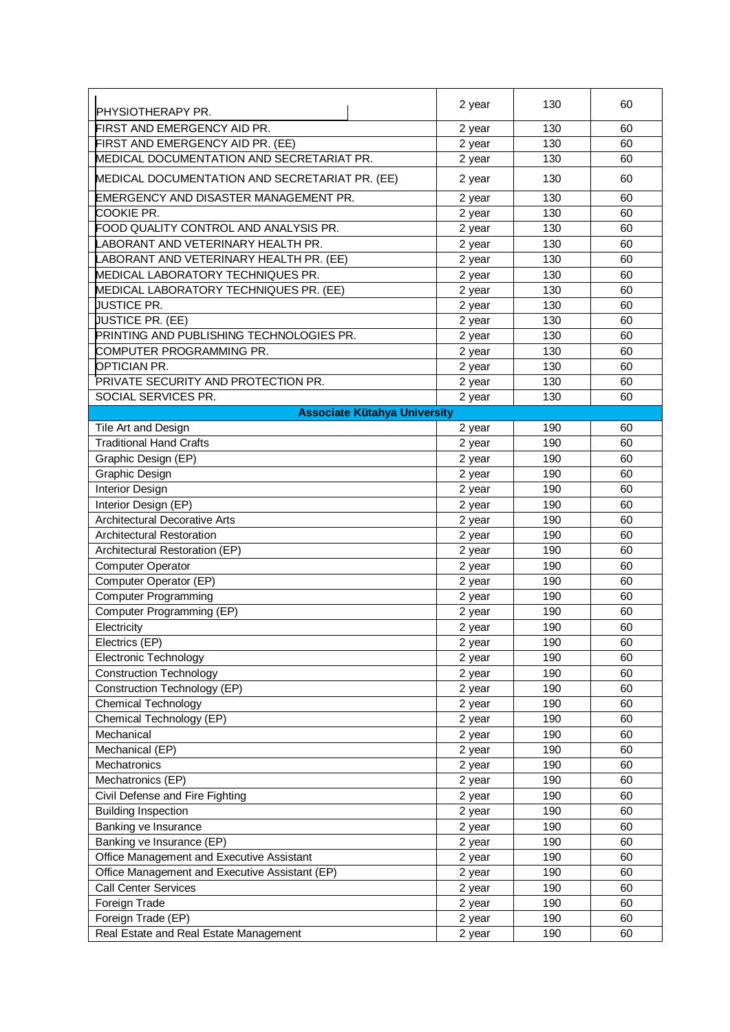| PHYSIOTHERAPY PR. | 2 year | 130 | 60 |
|---|---|---|---|
| FIRST AND EMERGENCY AID PR. | 2 year | 130 | 60 |
| FIRST AND EMERGENCY AID PR. (EE) | 2 year | 130 | 60 |
| MEDICAL DOCUMENTATION AND SECRETARIAT PR. | 2 year | 130 | 60 |
| MEDICAL DOCUMENTATION AND SECRETARIAT PR. (EE) | 2 year | 130 | 60 |
| EMERGENCY AND DISASTER MANAGEMENT PR. | 2 year | 130 | 60 |
| COOKIE PR. | 2 year | 130 | 60 |
| FOOD QUALITY CONTROL AND ANALYSIS PR. | 2 year | 130 | 60 |
| LABORANT AND VETERINARY HEALTH PR. | 2 year | 130 | 60 |
| LABORANT AND VETERINARY HEALTH PR. (EE) | 2 year | 130 | 60 |
| MEDICAL LABORATORY TECHNIQUES PR. | 2 year | 130 | 60 |
| MEDICAL LABORATORY TECHNIQUES PR. (EE) | 2 year | 130 | 60 |
| JUSTICE PR. | 2 year | 130 | 60 |
| JUSTICE PR. (EE) | 2 year | 130 | 60 |
| PRINTING AND PUBLISHING TECHNOLOGIES PR. | 2 year | 130 | 60 |
| COMPUTER PROGRAMMING PR. | 2 year | 130 | 60 |
| OPTICIAN PR. | 2 year | 130 | 60 |
| PRIVATE SECURITY AND PROTECTION PR. | 2 year | 130 | 60 |
| SOCIAL SERVICES PR. | 2 year | 130 | 60 |
| **Associate Kütahya University** | | | |
| Tile Art and Design | 2 year | 190 | 60 |
| Traditional Hand Crafts | 2 year | 190 | 60 |
| Graphic Design (EP) | 2 year | 190 | 60 |
| Graphic Design | 2 year | 190 | 60 |
| Interior Design | 2 year | 190 | 60 |
| Interior Design (EP) | 2 year | 190 | 60 |
| Architectural Decorative Arts | 2 year | 190 | 60 |
| Architectural Restoration | 2 year | 190 | 60 |
| Architectural Restoration (EP) | 2 year | 190 | 60 |
| Computer Operator | 2 year | 190 | 60 |
| Computer Operator (EP) | 2 year | 190 | 60 |
| Computer Programming | 2 year | 190 | 60 |
| Computer Programming (EP) | 2 year | 190 | 60 |
| Electricity | 2 year | 190 | 60 |
| Electrics (EP) | 2 year | 190 | 60 |
| Electronic Technology | 2 year | 190 | 60 |
| Construction Technology | 2 year | 190 | 60 |
| Construction Technology (EP) | 2 year | 190 | 60 |
| Chemical Technology | 2 year | 190 | 60 |
| Chemical Technology (EP) | 2 year | 190 | 60 |
| Mechanical | 2 year | 190 | 60 |
| Mechanical (EP) | 2 year | 190 | 60 |
| Mechatronics | 2 year | 190 | 60 |
| Mechatronics (EP) | 2 year | 190 | 60 |
| Civil Defense and Fire Fighting | 2 year | 190 | 60 |
| Building Inspection | 2 year | 190 | 60 |
| Banking ve Insurance | 2 year | 190 | 60 |
| Banking ve Insurance (EP) | 2 year | 190 | 60 |
| Office Management and Executive Assistant | 2 year | 190 | 60 |
| Office Management and Executive Assistant (EP) | 2 year | 190 | 60 |
| Call Center Services | 2 year | 190 | 60 |
| Foreign Trade | 2 year | 190 | 60 |
| Foreign Trade (EP) | 2 year | 190 | 60 |
| Real Estate and Real Estate Management | 2 year | 190 | 60 |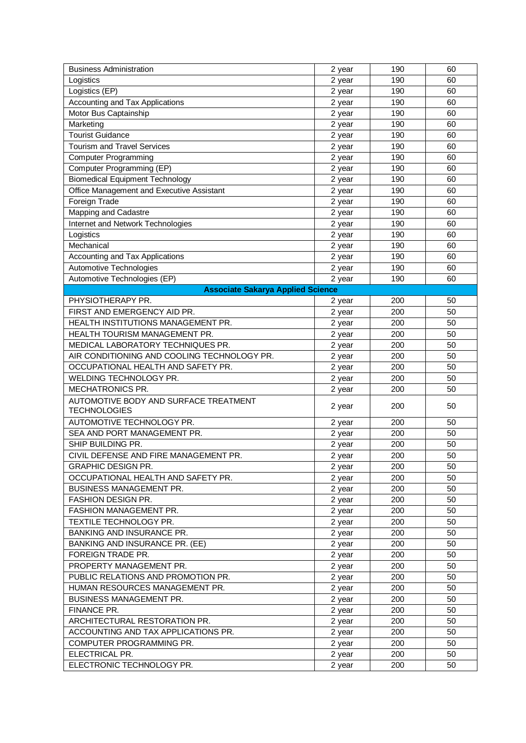| Business Administration | 2 year | 190 | 60 |
|---|---|---|---|
| Logistics | 2 year | 190 | 60 |
| Logistics (EP) | 2 year | 190 | 60 |
| Accounting and Tax Applications | 2 year | 190 | 60 |
| Motor Bus Captainship | 2 year | 190 | 60 |
| Marketing | 2 year | 190 | 60 |
| Tourist Guidance | 2 year | 190 | 60 |
| Tourism and Travel Services | 2 year | 190 | 60 |
| Computer Programming | 2 year | 190 | 60 |
| Computer Programming (EP) | 2 year | 190 | 60 |
| Biomedical Equipment Technology | 2 year | 190 | 60 |
| Office Management and Executive Assistant | 2 year | 190 | 60 |
| Foreign Trade | 2 year | 190 | 60 |
| Mapping and Cadastre | 2 year | 190 | 60 |
| Internet and Network Technologies | 2 year | 190 | 60 |
| Logistics | 2 year | 190 | 60 |
| Mechanical | 2 year | 190 | 60 |
| Accounting and Tax Applications | 2 year | 190 | 60 |
| Automotive Technologies | 2 year | 190 | 60 |
| Automotive Technologies (EP) | 2 year | 190 | 60 |
| **Associate Sakarya Applied Science** | | | |
| PHYSIOTHERAPY PR. | 2 year | 200 | 50 |
| FIRST AND EMERGENCY AID PR. | 2 year | 200 | 50 |
| HEALTH INSTITUTIONS MANAGEMENT PR. | 2 year | 200 | 50 |
| HEALTH TOURISM MANAGEMENT PR. | 2 year | 200 | 50 |
| MEDICAL LABORATORY TECHNIQUES PR. | 2 year | 200 | 50 |
| AIR CONDITIONING AND COOLING TECHNOLOGY PR. | 2 year | 200 | 50 |
| OCCUPATIONAL HEALTH AND SAFETY PR. | 2 year | 200 | 50 |
| WELDING TECHNOLOGY PR. | 2 year | 200 | 50 |
| MECHATRONICS PR. | 2 year | 200 | 50 |
| AUTOMOTIVE BODY AND SURFACE TREATMENT TECHNOLOGIES | 2 year | 200 | 50 |
| AUTOMOTIVE TECHNOLOGY PR. | 2 year | 200 | 50 |
| SEA AND PORT MANAGEMENT PR. | 2 year | 200 | 50 |
| SHIP BUILDING PR. | 2 year | 200 | 50 |
| CIVIL DEFENSE AND FIRE MANAGEMENT PR. | 2 year | 200 | 50 |
| GRAPHIC DESIGN PR. | 2 year | 200 | 50 |
| OCCUPATIONAL HEALTH AND SAFETY PR. | 2 year | 200 | 50 |
| BUSINESS MANAGEMENT PR. | 2 year | 200 | 50 |
| FASHION DESIGN PR. | 2 year | 200 | 50 |
| FASHION MANAGEMENT PR. | 2 year | 200 | 50 |
| TEXTILE TECHNOLOGY PR. | 2 year | 200 | 50 |
| BANKING AND INSURANCE PR. | 2 year | 200 | 50 |
| BANKING AND INSURANCE PR. (EE) | 2 year | 200 | 50 |
| FOREIGN TRADE PR. | 2 year | 200 | 50 |
| PROPERTY MANAGEMENT PR. | 2 year | 200 | 50 |
| PUBLIC RELATIONS AND PROMOTION PR. | 2 year | 200 | 50 |
| HUMAN RESOURCES MANAGEMENT PR. | 2 year | 200 | 50 |
| BUSINESS MANAGEMENT PR. | 2 year | 200 | 50 |
| FINANCE PR. | 2 year | 200 | 50 |
| ARCHITECTURAL RESTORATION PR. | 2 year | 200 | 50 |
| ACCOUNTING AND TAX APPLICATIONS PR. | 2 year | 200 | 50 |
| COMPUTER PROGRAMMING PR. | 2 year | 200 | 50 |
| ELECTRICAL PR. | 2 year | 200 | 50 |
| ELECTRONIC TECHNOLOGY PR. | 2 year | 200 | 50 |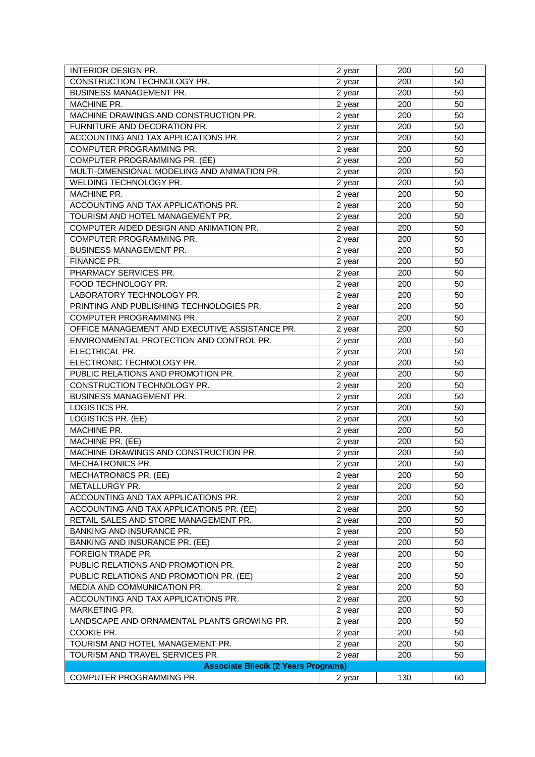| | | | |
|---|---|---|---|
| INTERIOR DESIGN PR. | 2 year | 200 | 50 |
| CONSTRUCTION TECHNOLOGY PR. | 2 year | 200 | 50 |
| BUSINESS MANAGEMENT PR. | 2 year | 200 | 50 |
| MACHINE PR. | 2 year | 200 | 50 |
| MACHINE DRAWINGS AND CONSTRUCTION PR. | 2 year | 200 | 50 |
| FURNITURE AND DECORATION PR. | 2 year | 200 | 50 |
| ACCOUNTING AND TAX APPLICATIONS PR. | 2 year | 200 | 50 |
| COMPUTER PROGRAMMING PR. | 2 year | 200 | 50 |
| COMPUTER PROGRAMMING PR. (EE) | 2 year | 200 | 50 |
| MULTI-DIMENSIONAL MODELING AND ANIMATION PR. | 2 year | 200 | 50 |
| WELDING TECHNOLOGY PR. | 2 year | 200 | 50 |
| MACHINE PR. | 2 year | 200 | 50 |
| ACCOUNTING AND TAX APPLICATIONS PR. | 2 year | 200 | 50 |
| TOURISM AND HOTEL MANAGEMENT PR. | 2 year | 200 | 50 |
| COMPUTER AIDED DESIGN AND ANIMATION PR. | 2 year | 200 | 50 |
| COMPUTER PROGRAMMING PR. | 2 year | 200 | 50 |
| BUSINESS MANAGEMENT PR. | 2 year | 200 | 50 |
| FINANCE PR. | 2 year | 200 | 50 |
| PHARMACY SERVICES PR. | 2 year | 200 | 50 |
| FOOD TECHNOLOGY PR. | 2 year | 200 | 50 |
| LABORATORY TECHNOLOGY PR. | 2 year | 200 | 50 |
| PRINTING AND PUBLISHING TECHNOLOGIES PR. | 2 year | 200 | 50 |
| COMPUTER PROGRAMMING PR. | 2 year | 200 | 50 |
| OFFICE MANAGEMENT AND EXECUTIVE ASSISTANCE PR. | 2 year | 200 | 50 |
| ENVIRONMENTAL PROTECTION AND CONTROL PR. | 2 year | 200 | 50 |
| ELECTRICAL PR. | 2 year | 200 | 50 |
| ELECTRONIC TECHNOLOGY PR. | 2 year | 200 | 50 |
| PUBLIC RELATIONS AND PROMOTION PR. | 2 year | 200 | 50 |
| CONSTRUCTION TECHNOLOGY PR. | 2 year | 200 | 50 |
| BUSINESS MANAGEMENT PR. | 2 year | 200 | 50 |
| LOGISTICS PR. | 2 year | 200 | 50 |
| LOGISTICS PR. (EE) | 2 year | 200 | 50 |
| MACHINE PR. | 2 year | 200 | 50 |
| MACHINE PR. (EE) | 2 year | 200 | 50 |
| MACHINE DRAWINGS AND CONSTRUCTION PR. | 2 year | 200 | 50 |
| MECHATRONICS PR. | 2 year | 200 | 50 |
| MECHATRONICS PR. (EE) | 2 year | 200 | 50 |
| METALLURGY PR. | 2 year | 200 | 50 |
| ACCOUNTING AND TAX APPLICATIONS PR. | 2 year | 200 | 50 |
| ACCOUNTING AND TAX APPLICATIONS PR. (EE) | 2 year | 200 | 50 |
| RETAIL SALES AND STORE MANAGEMENT PR. | 2 year | 200 | 50 |
| BANKING AND INSURANCE PR. | 2 year | 200 | 50 |
| BANKING AND INSURANCE PR. (EE) | 2 year | 200 | 50 |
| FOREIGN TRADE PR. | 2 year | 200 | 50 |
| PUBLIC RELATIONS AND PROMOTION PR. | 2 year | 200 | 50 |
| PUBLIC RELATIONS AND PROMOTION PR. (EE) | 2 year | 200 | 50 |
| MEDIA AND COMMUNICATION PR. | 2 year | 200 | 50 |
| ACCOUNTING AND TAX APPLICATIONS PR. | 2 year | 200 | 50 |
| MARKETING PR. | 2 year | 200 | 50 |
| LANDSCAPE AND ORNAMENTAL PLANTS GROWING PR. | 2 year | 200 | 50 |
| COOKIE PR. | 2 year | 200 | 50 |
| TOURISM AND HOTEL MANAGEMENT PR. | 2 year | 200 | 50 |
| TOURISM AND TRAVEL SERVICES PR. | 2 year | 200 | 50 |
| **Associate Bilecik (2 Years Programs)** | | | |
| COMPUTER PROGRAMMING PR. | 2 year | 130 | 60 |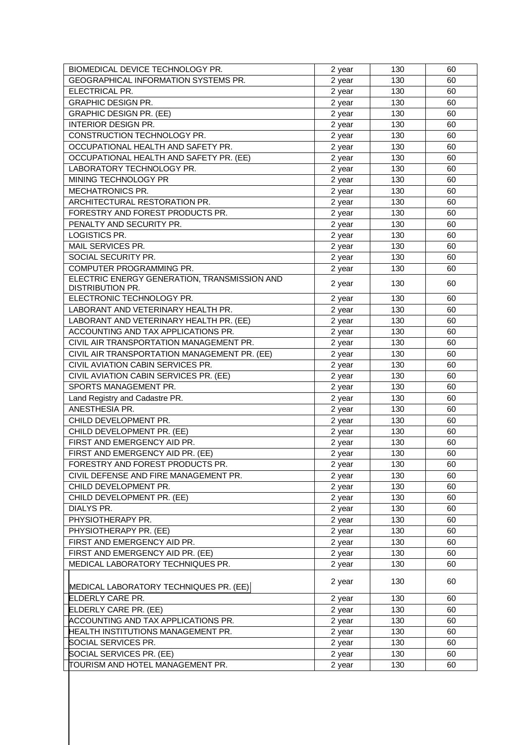| | | | |
|---|---|---|---|
| BIOMEDICAL DEVICE TECHNOLOGY PR. | 2 year | 130 | 60 |
| GEOGRAPHICAL INFORMATION SYSTEMS PR. | 2 year | 130 | 60 |
| ELECTRICAL PR. | 2 year | 130 | 60 |
| GRAPHIC DESIGN PR. | 2 year | 130 | 60 |
| GRAPHIC DESIGN PR. (EE) | 2 year | 130 | 60 |
| INTERIOR DESIGN PR. | 2 year | 130 | 60 |
| CONSTRUCTION TECHNOLOGY PR. | 2 year | 130 | 60 |
| OCCUPATIONAL HEALTH AND SAFETY PR. | 2 year | 130 | 60 |
| OCCUPATIONAL HEALTH AND SAFETY PR. (EE) | 2 year | 130 | 60 |
| LABORATORY TECHNOLOGY PR. | 2 year | 130 | 60 |
| MINING TECHNOLOGY PR | 2 year | 130 | 60 |
| MECHATRONICS PR. | 2 year | 130 | 60 |
| ARCHITECTURAL RESTORATION PR. | 2 year | 130 | 60 |
| FORESTRY AND FOREST PRODUCTS PR. | 2 year | 130 | 60 |
| PENALTY AND SECURITY PR. | 2 year | 130 | 60 |
| LOGISTICS PR. | 2 year | 130 | 60 |
| MAIL SERVICES PR. | 2 year | 130 | 60 |
| SOCIAL SECURITY PR. | 2 year | 130 | 60 |
| COMPUTER PROGRAMMING PR. | 2 year | 130 | 60 |
| ELECTRIC ENERGY GENERATION, TRANSMISSION AND DISTRIBUTION PR. | 2 year | 130 | 60 |
| ELECTRONIC TECHNOLOGY PR. | 2 year | 130 | 60 |
| LABORANT AND VETERINARY HEALTH PR. | 2 year | 130 | 60 |
| LABORANT AND VETERINARY HEALTH PR. (EE) | 2 year | 130 | 60 |
| ACCOUNTING AND TAX APPLICATIONS PR. | 2 year | 130 | 60 |
| CIVIL AIR TRANSPORTATION MANAGEMENT PR. | 2 year | 130 | 60 |
| CIVIL AIR TRANSPORTATION MANAGEMENT PR. (EE) | 2 year | 130 | 60 |
| CIVIL AVIATION CABIN SERVICES PR. | 2 year | 130 | 60 |
| CIVIL AVIATION CABIN SERVICES PR. (EE) | 2 year | 130 | 60 |
| SPORTS MANAGEMENT PR. | 2 year | 130 | 60 |
| Land Registry and Cadastre PR. | 2 year | 130 | 60 |
| ANESTHESIA PR. | 2 year | 130 | 60 |
| CHILD DEVELOPMENT PR. | 2 year | 130 | 60 |
| CHILD DEVELOPMENT PR. (EE) | 2 year | 130 | 60 |
| FIRST AND EMERGENCY AID PR. | 2 year | 130 | 60 |
| FIRST AND EMERGENCY AID PR. (EE) | 2 year | 130 | 60 |
| FORESTRY AND FOREST PRODUCTS PR. | 2 year | 130 | 60 |
| CIVIL DEFENSE AND FIRE MANAGEMENT PR. | 2 year | 130 | 60 |
| CHILD DEVELOPMENT PR. | 2 year | 130 | 60 |
| CHILD DEVELOPMENT PR. (EE) | 2 year | 130 | 60 |
| DIALYS PR. | 2 year | 130 | 60 |
| PHYSIOTHERAPY PR. | 2 year | 130 | 60 |
| PHYSIOTHERAPY PR. (EE) | 2 year | 130 | 60 |
| FIRST AND EMERGENCY AID PR. | 2 year | 130 | 60 |
| FIRST AND EMERGENCY AID PR. (EE) | 2 year | 130 | 60 |
| MEDICAL LABORATORY TECHNIQUES PR. | 2 year | 130 | 60 |
| MEDICAL LABORATORY TECHNIQUES PR. (EE) | 2 year | 130 | 60 |
| ELDERLY CARE PR. | 2 year | 130 | 60 |
| ELDERLY CARE PR. (EE) | 2 year | 130 | 60 |
| ACCOUNTING AND TAX APPLICATIONS PR. | 2 year | 130 | 60 |
| HEALTH INSTITUTIONS MANAGEMENT PR. | 2 year | 130 | 60 |
| SOCIAL SERVICES PR. | 2 year | 130 | 60 |
| SOCIAL SERVICES PR. (EE) | 2 year | 130 | 60 |
| TOURISM AND HOTEL MANAGEMENT PR. | 2 year | 130 | 60 |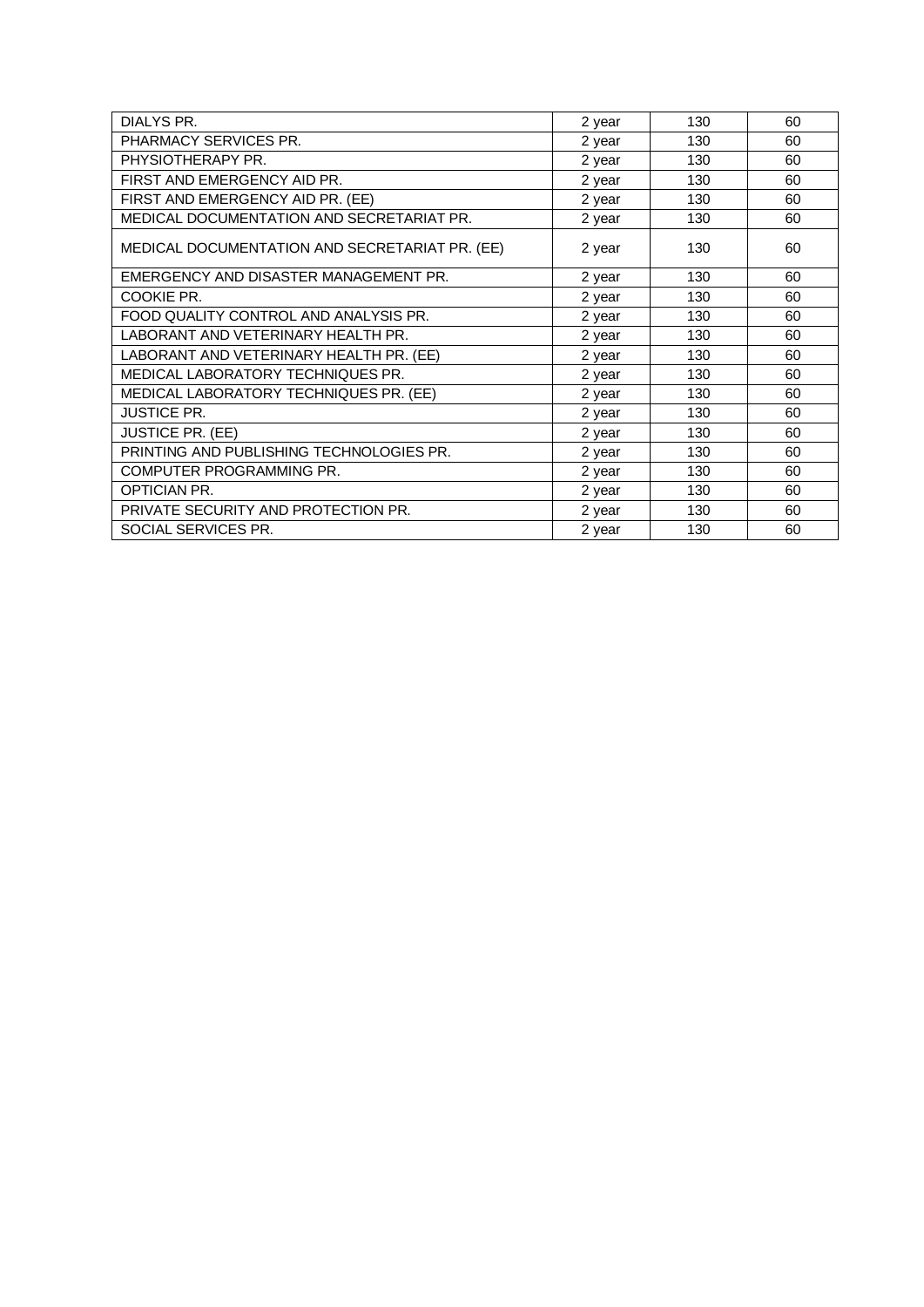| | | | |
|---|---|---|---|
| DIALYS PR. | 2 year | 130 | 60 |
| PHARMACY SERVICES PR. | 2 year | 130 | 60 |
| PHYSIOTHERAPY PR. | 2 year | 130 | 60 |
| FIRST AND EMERGENCY AID PR. | 2 year | 130 | 60 |
| FIRST AND EMERGENCY AID PR. (EE) | 2 year | 130 | 60 |
| MEDICAL DOCUMENTATION AND SECRETARIAT PR. | 2 year | 130 | 60 |
| MEDICAL DOCUMENTATION AND SECRETARIAT PR. (EE) | 2 year | 130 | 60 |
| EMERGENCY AND DISASTER MANAGEMENT PR. | 2 year | 130 | 60 |
| COOKIE PR. | 2 year | 130 | 60 |
| FOOD QUALITY CONTROL AND ANALYSIS PR. | 2 year | 130 | 60 |
| LABORANT AND VETERINARY HEALTH PR. | 2 year | 130 | 60 |
| LABORANT AND VETERINARY HEALTH PR. (EE) | 2 year | 130 | 60 |
| MEDICAL LABORATORY TECHNIQUES PR. | 2 year | 130 | 60 |
| MEDICAL LABORATORY TECHNIQUES PR. (EE) | 2 year | 130 | 60 |
| JUSTICE PR. | 2 year | 130 | 60 |
| JUSTICE PR. (EE) | 2 year | 130 | 60 |
| PRINTING AND PUBLISHING TECHNOLOGIES PR. | 2 year | 130 | 60 |
| COMPUTER PROGRAMMING PR. | 2 year | 130 | 60 |
| OPTICIAN PR. | 2 year | 130 | 60 |
| PRIVATE SECURITY AND PROTECTION PR. | 2 year | 130 | 60 |
| SOCIAL SERVICES PR. | 2 year | 130 | 60 |